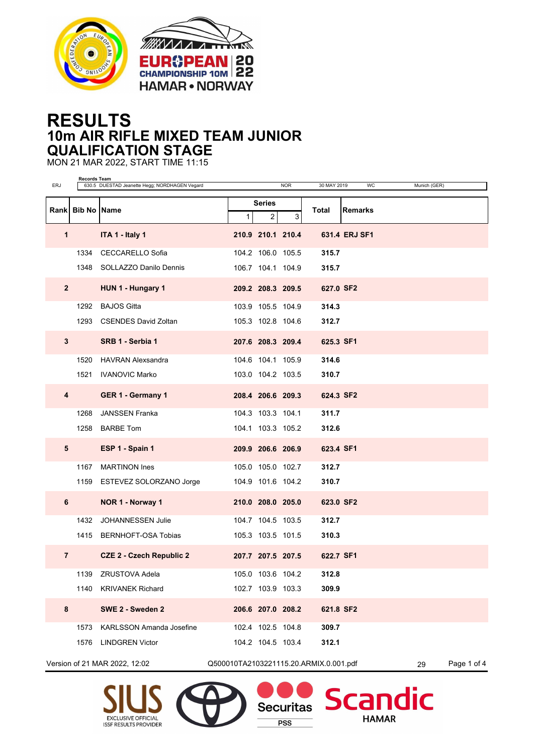# RESULTS

## 10m AIR RIFLE MIXED TEAM JUNIOR

## QUALIFICATION STAGE

MON 21 MAR 2022, START TIME 11:15

| Records Team | | | | | | |
|---|---|---|---|---|---|---|
| ERJ | 630.5 DUESTAD Jeanette Hegg; NORDHAGEN Vegard | NOR | 30 MAY 2019 | WC | Munich (GER) | |

| Rank | Bib No | Name | Series 1 | Series 2 | Series 3 | Total | Remarks |
|---|---|---|---|---|---|---|---|
| 1 | | **ITA 1 - Italy 1** | **210.9** | **210.1** | **210.4** | **631.4** | **ERJ SF1** |
| | 1334 | CECCARELLO Sofia | 104.2 | 106.0 | 105.5 | **315.7** | |
| | 1348 | SOLLAZZO Danilo Dennis | 106.7 | 104.1 | 104.9 | **315.7** | |
| 2 | | **HUN 1 - Hungary 1** | **209.2** | **208.3** | **209.5** | **627.0** | **SF2** |
| | 1292 | BAJOS Gitta | 103.9 | 105.5 | 104.9 | **314.3** | |
| | 1293 | CSENDES David Zoltan | 105.3 | 102.8 | 104.6 | **312.7** | |
| 3 | | **SRB 1 - Serbia 1** | **207.6** | **208.3** | **209.4** | **625.3** | **SF1** |
| | 1520 | HAVRAN Alexsandra | 104.6 | 104.1 | 105.9 | **314.6** | |
| | 1521 | IVANOVIC Marko | 103.0 | 104.2 | 103.5 | **310.7** | |
| 4 | | **GER 1 - Germany 1** | **208.4** | **206.6** | **209.3** | **624.3** | **SF2** |
| | 1268 | JANSSEN Franka | 104.3 | 103.3 | 104.1 | **311.7** | |
| | 1258 | BARBE Tom | 104.1 | 103.3 | 105.2 | **312.6** | |
| 5 | | **ESP 1 - Spain 1** | **209.9** | **206.6** | **206.9** | **623.4** | **SF1** |
| | 1167 | MARTINON Ines | 105.0 | 105.0 | 102.7 | **312.7** | |
| | 1159 | ESTEVEZ SOLORZANO Jorge | 104.9 | 101.6 | 104.2 | **310.7** | |
| 6 | | **NOR 1 - Norway 1** | **210.0** | **208.0** | **205.0** | **623.0** | **SF2** |
| | 1432 | JOHANNESSEN Julie | 104.7 | 104.5 | 103.5 | **312.7** | |
| | 1415 | BERNHOFT-OSA Tobias | 105.3 | 103.5 | 101.5 | **310.3** | |
| 7 | | **CZE 2 - Czech Republic 2** | **207.7** | **207.5** | **207.5** | **622.7** | **SF1** |
| | 1139 | ZRUSTOVA Adela | 105.0 | 103.6 | 104.2 | **312.8** | |
| | 1140 | KRIVANEK Richard | 102.7 | 103.9 | 103.3 | **309.9** | |
| 8 | | **SWE 2 - Sweden 2** | **206.6** | **207.0** | **208.2** | **621.8** | **SF2** |
| | 1573 | KARLSSON Amanda Josefine | 102.4 | 102.5 | 104.8 | **309.7** | |
| | 1576 | LINDGREN Victor | 104.2 | 104.5 | 103.4 | **312.1** | |

Version of 21 MAR 2022, 12:02 Q500010TA2103221115.20.ARMIX.0.001.pdf 29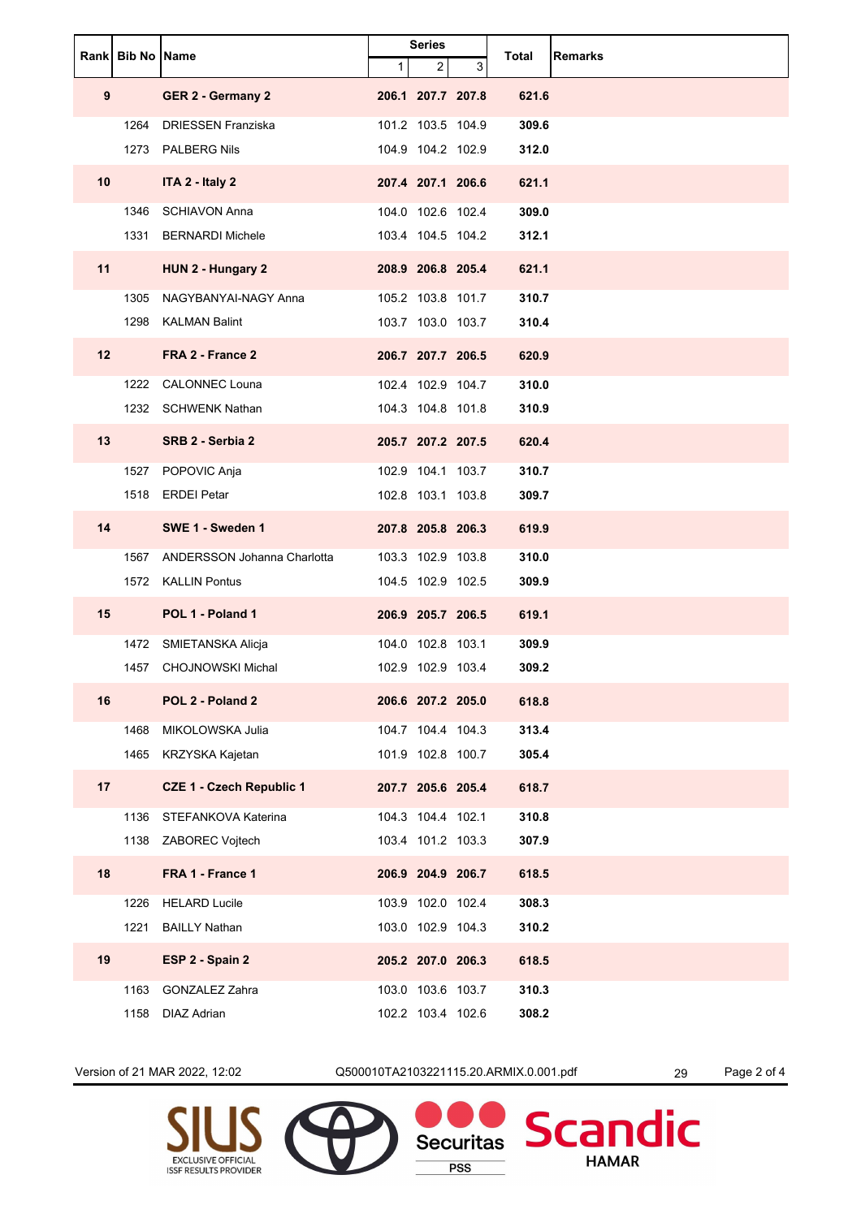| Rank | Bib No | Name | Series | | | Total | Remarks |
|---|---|---|---|---|---|---|---|
| | | | 1 | 2 | 3 | | |
| **9** | | **GER 2 - Germany 2** | **206.1** | **207.7** | **207.8** | **621.6** | |
| | 1264 | DRIESSEN Franziska | 101.2 | 103.5 | 104.9 | **309.6** | |
| | 1273 | PALBERG Nils | 104.9 | 104.2 | 102.9 | **312.0** | |
| **10** | | **ITA 2 - Italy 2** | **207.4** | **207.1** | **206.6** | **621.1** | |
| | 1346 | SCHIAVON Anna | 104.0 | 102.6 | 102.4 | **309.0** | |
| | 1331 | BERNARDI Michele | 103.4 | 104.5 | 104.2 | **312.1** | |
| **11** | | **HUN 2 - Hungary 2** | **208.9** | **206.8** | **205.4** | **621.1** | |
| | 1305 | NAGYBANYAI-NAGY Anna | 105.2 | 103.8 | 101.7 | **310.7** | |
| | 1298 | KALMAN Balint | 103.7 | 103.0 | 103.7 | **310.4** | |
| **12** | | **FRA 2 - France 2** | **206.7** | **207.7** | **206.5** | **620.9** | |
| | 1222 | CALONNEC Louna | 102.4 | 102.9 | 104.7 | **310.0** | |
| | 1232 | SCHWENK Nathan | 104.3 | 104.8 | 101.8 | **310.9** | |
| **13** | | **SRB 2 - Serbia 2** | **205.7** | **207.2** | **207.5** | **620.4** | |
| | 1527 | POPOVIC Anja | 102.9 | 104.1 | 103.7 | **310.7** | |
| | 1518 | ERDEI Petar | 102.8 | 103.1 | 103.8 | **309.7** | |
| **14** | | **SWE 1 - Sweden 1** | **207.8** | **205.8** | **206.3** | **619.9** | |
| | 1567 | ANDERSSON Johanna Charlotta | 103.3 | 102.9 | 103.8 | **310.0** | |
| | 1572 | KALLIN Pontus | 104.5 | 102.9 | 102.5 | **309.9** | |
| **15** | | **POL 1 - Poland 1** | **206.9** | **205.7** | **206.5** | **619.1** | |
| | 1472 | SMIETANSKA Alicja | 104.0 | 102.8 | 103.1 | **309.9** | |
| | 1457 | CHOJNOWSKI Michal | 102.9 | 102.9 | 103.4 | **309.2** | |
| **16** | | **POL 2 - Poland 2** | **206.6** | **207.2** | **205.0** | **618.8** | |
| | 1468 | MIKOLOWSKA Julia | 104.7 | 104.4 | 104.3 | **313.4** | |
| | 1465 | KRZYSKA Kajetan | 101.9 | 102.8 | 100.7 | **305.4** | |
| **17** | | **CZE 1 - Czech Republic 1** | **207.7** | **205.6** | **205.4** | **618.7** | |
| | 1136 | STEFANKOVA Katerina | 104.3 | 104.4 | 102.1 | **310.8** | |
| | 1138 | ZABOREC Vojtech | 103.4 | 101.2 | 103.3 | **307.9** | |
| **18** | | **FRA 1 - France 1** | **206.9** | **204.9** | **206.7** | **618.5** | |
| | 1226 | HELARD Lucile | 103.9 | 102.0 | 102.4 | **308.3** | |
| | 1221 | BAILLY Nathan | 103.0 | 102.9 | 104.3 | **310.2** | |
| **19** | | **ESP 2 - Spain 2** | **205.2** | **207.0** | **206.3** | **618.5** | |
| | 1163 | GONZALEZ Zahra | 103.0 | 103.6 | 103.7 | **310.3** | |
| | 1158 | DIAZ Adrian | 102.2 | 103.4 | 102.6 | **308.2** | |

Version of 21 MAR 2022, 12:02    Q500010TA2103221115.20.ARMIX.0.001.pdf    29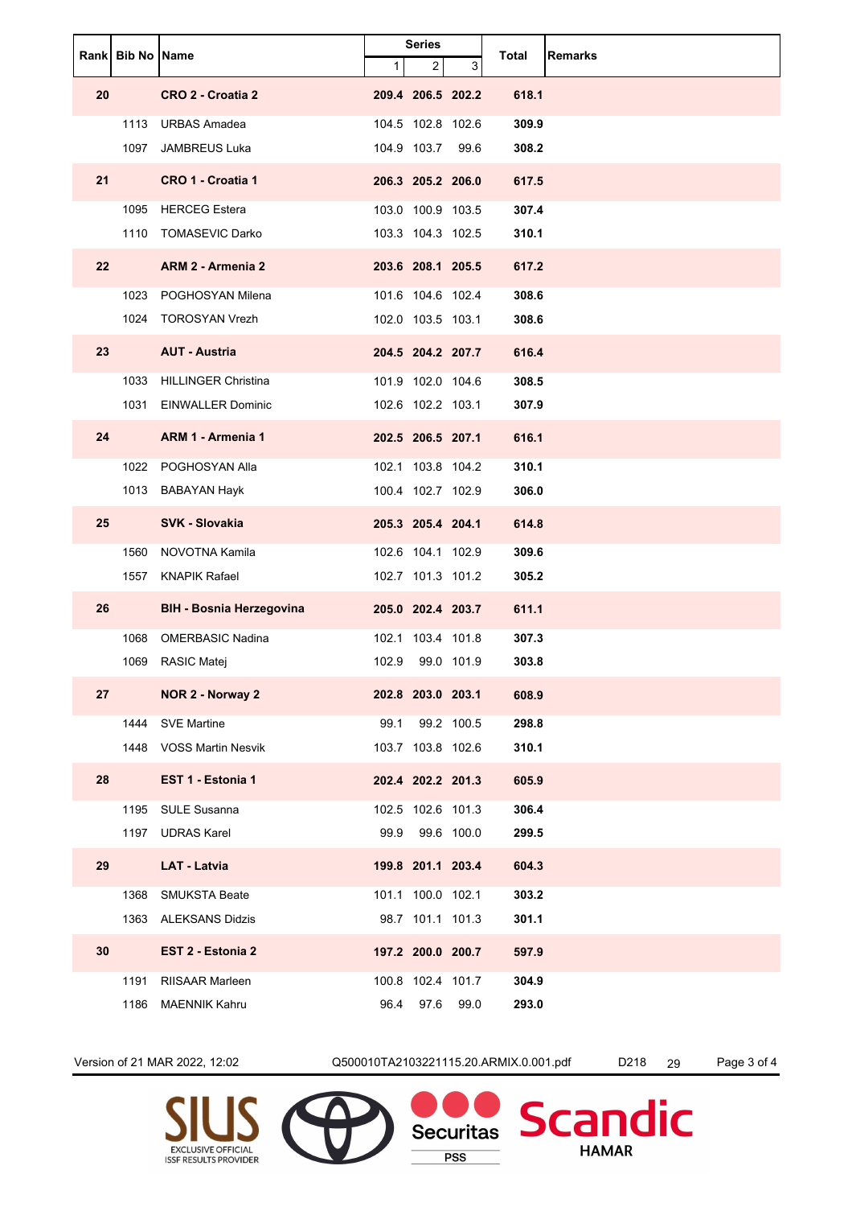| Rank | Bib No | Name | Series | | | Total | Remarks |
|---|---|---|---|---|---|---|---|
| | | | 1 | 2 | 3 | | |
| **20** | | **CRO 2 - Croatia 2** | **209.4** | **206.5** | **202.2** | **618.1** | |
| | 1113 | URBAS Amadea | 104.5 | 102.8 | 102.6 | **309.9** | |
| | 1097 | JAMBREUS Luka | 104.9 | 103.7 | 99.6 | **308.2** | |
| **21** | | **CRO 1 - Croatia 1** | **206.3** | **205.2** | **206.0** | **617.5** | |
| | 1095 | HERCEG Estera | 103.0 | 100.9 | 103.5 | **307.4** | |
| | 1110 | TOMASEVIC Darko | 103.3 | 104.3 | 102.5 | **310.1** | |
| **22** | | **ARM 2 - Armenia 2** | **203.6** | **208.1** | **205.5** | **617.2** | |
| | 1023 | POGHOSYAN Milena | 101.6 | 104.6 | 102.4 | **308.6** | |
| | 1024 | TOROSYAN Vrezh | 102.0 | 103.5 | 103.1 | **308.6** | |
| **23** | | **AUT - Austria** | **204.5** | **204.2** | **207.7** | **616.4** | |
| | 1033 | HILLINGER Christina | 101.9 | 102.0 | 104.6 | **308.5** | |
| | 1031 | EINWALLER Dominic | 102.6 | 102.2 | 103.1 | **307.9** | |
| **24** | | **ARM 1 - Armenia 1** | **202.5** | **206.5** | **207.1** | **616.1** | |
| | 1022 | POGHOSYAN Alla | 102.1 | 103.8 | 104.2 | **310.1** | |
| | 1013 | BABAYAN Hayk | 100.4 | 102.7 | 102.9 | **306.0** | |
| **25** | | **SVK - Slovakia** | **205.3** | **205.4** | **204.1** | **614.8** | |
| | 1560 | NOVOTNA Kamila | 102.6 | 104.1 | 102.9 | **309.6** | |
| | 1557 | KNAPIK Rafael | 102.7 | 101.3 | 101.2 | **305.2** | |
| **26** | | **BIH - Bosnia Herzegovina** | **205.0** | **202.4** | **203.7** | **611.1** | |
| | 1068 | OMERBASIC Nadina | 102.1 | 103.4 | 101.8 | **307.3** | |
| | 1069 | RASIC Matej | 102.9 | 99.0 | 101.9 | **303.8** | |
| **27** | | **NOR 2 - Norway 2** | **202.8** | **203.0** | **203.1** | **608.9** | |
| | 1444 | SVE Martine | 99.1 | 99.2 | 100.5 | **298.8** | |
| | 1448 | VOSS Martin Nesvik | 103.7 | 103.8 | 102.6 | **310.1** | |
| **28** | | **EST 1 - Estonia 1** | **202.4** | **202.2** | **201.3** | **605.9** | |
| | 1195 | SULE Susanna | 102.5 | 102.6 | 101.3 | **306.4** | |
| | 1197 | UDRAS Karel | 99.9 | 99.6 | 100.0 | **299.5** | |
| **29** | | **LAT - Latvia** | **199.8** | **201.1** | **203.4** | **604.3** | |
| | 1368 | SMUKSTA Beate | 101.1 | 100.0 | 102.1 | **303.2** | |
| | 1363 | ALEKSANS Didzis | 98.7 | 101.1 | 101.3 | **301.1** | |
| **30** | | **EST 2 - Estonia 2** | **197.2** | **200.0** | **200.7** | **597.9** | |
| | 1191 | RIISAAR Marleen | 100.8 | 102.4 | 101.7 | **304.9** | |
| | 1186 | MAENNIK Kahru | 96.4 | 97.6 | 99.0 | **293.0** | |

Version of 21 MAR 2022, 12:02 Q500010TA2103221115.20.ARMIX.0.001.pdf D218 29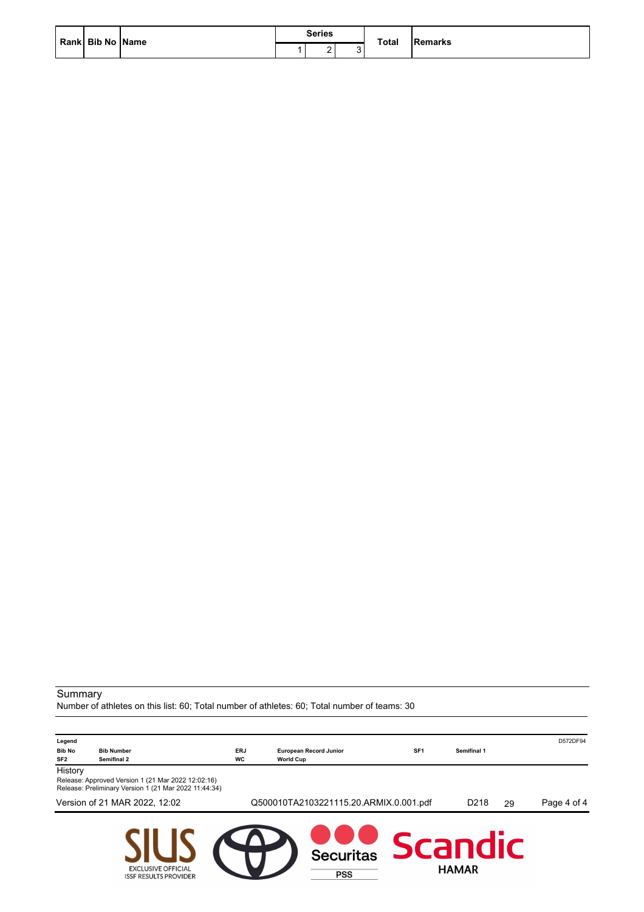| Rank | Bib No | Name | Series | | | Total | Remarks |
|---|---|---|---|---|---|---|---|
| | | | 1 | 2 | 3 | | |

Summary

Number of athletes on this list: 60; Total number of athletes: 60; Total number of teams: 30

**Legend**

| | | | | | |
|---|---|---|---|---|---|
| **Bib No** | **Bib Number** | **ERJ** | **European Record Junior** | **SF1** | **Semifinal 1** |
| **SF2** | **Semifinal 2** | **WC** | **World Cup** | | |

D572DF94

History

Release: Approved Version 1 (21 Mar 2022 12:02:16)
Release: Preliminary Version 1 (21 Mar 2022 11:44:34)

Version of 21 MAR 2022, 12:02 Q500010TA2103221115.20.ARMIX.0.001.pdf D218 29